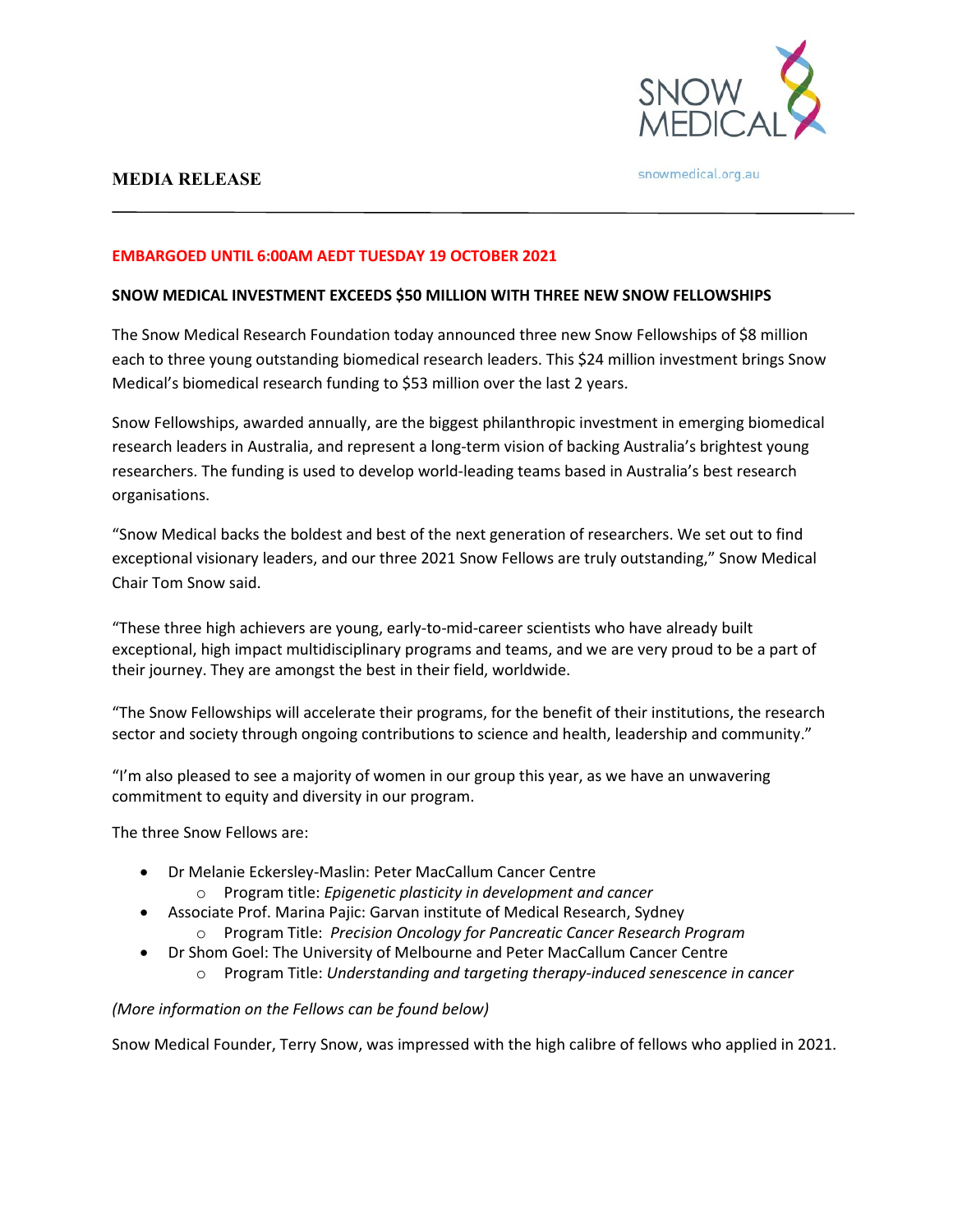SNOW MEDICAL

snowmedical.org.au

**MEDIA RELEASE**

---

**EMBARGOED UNTIL 6:00AM AEDT TUESDAY 19 OCTOBER 2021**

**SNOW MEDICAL INVESTMENT EXCEEDS $50 MILLION WITH THREE NEW SNOW FELLOWSHIPS**

The Snow Medical Research Foundation today announced three new Snow Fellowships of $8 million each to three young outstanding biomedical research leaders. This $24 million investment brings Snow Medical's biomedical research funding to $53 million over the last 2 years.

Snow Fellowships, awarded annually, are the biggest philanthropic investment in emerging biomedical research leaders in Australia, and represent a long-term vision of backing Australia's brightest young researchers. The funding is used to develop world-leading teams based in Australia's best research organisations.

"Snow Medical backs the boldest and best of the next generation of researchers. We set out to find exceptional visionary leaders, and our three 2021 Snow Fellows are truly outstanding," Snow Medical Chair Tom Snow said.

"These three high achievers are young, early-to-mid-career scientists who have already built exceptional, high impact multidisciplinary programs and teams, and we are very proud to be a part of their journey. They are amongst the best in their field, worldwide.

"The Snow Fellowships will accelerate their programs, for the benefit of their institutions, the research sector and society through ongoing contributions to science and health, leadership and community."

"I'm also pleased to see a majority of women in our group this year, as we have an unwavering commitment to equity and diversity in our program.

The three Snow Fellows are:

- Dr Melanie Eckersley-Maslin: Peter MacCallum Cancer Centre
  - Program title: *Epigenetic plasticity in development and cancer*
- Associate Prof. Marina Pajic: Garvan institute of Medical Research, Sydney
  - Program Title: *Precision Oncology for Pancreatic Cancer Research Program*
- Dr Shom Goel: The University of Melbourne and Peter MacCallum Cancer Centre
  - Program Title: *Understanding and targeting therapy-induced senescence in cancer*

*(More information on the Fellows can be found below)*

Snow Medical Founder, Terry Snow, was impressed with the high calibre of fellows who applied in 2021.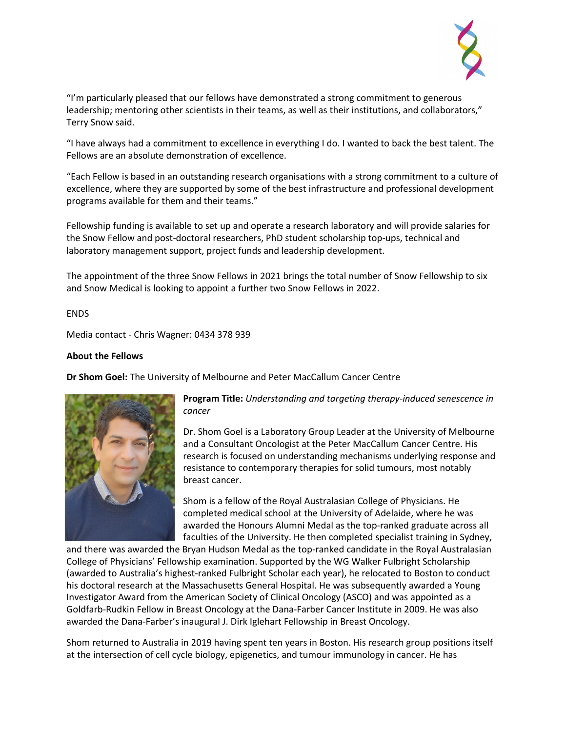"I'm particularly pleased that our fellows have demonstrated a strong commitment to generous leadership; mentoring other scientists in their teams, as well as their institutions, and collaborators," Terry Snow said.

"I have always had a commitment to excellence in everything I do. I wanted to back the best talent. The Fellows are an absolute demonstration of excellence.

"Each Fellow is based in an outstanding research organisations with a strong commitment to a culture of excellence, where they are supported by some of the best infrastructure and professional development programs available for them and their teams."

Fellowship funding is available to set up and operate a research laboratory and will provide salaries for the Snow Fellow and post-doctoral researchers, PhD student scholarship top-ups, technical and laboratory management support, project funds and leadership development.

The appointment of the three Snow Fellows in 2021 brings the total number of Snow Fellowship to six and Snow Medical is looking to appoint a further two Snow Fellows in 2022.

ENDS

Media contact - Chris Wagner: 0434 378 939

**About the Fellows**

**Dr Shom Goel:** The University of Melbourne and Peter MacCallum Cancer Centre

**Program Title:** *Understanding and targeting therapy-induced senescence in cancer*

Dr. Shom Goel is a Laboratory Group Leader at the University of Melbourne and a Consultant Oncologist at the Peter MacCallum Cancer Centre. His research is focused on understanding mechanisms underlying response and resistance to contemporary therapies for solid tumours, most notably breast cancer.

Shom is a fellow of the Royal Australasian College of Physicians. He completed medical school at the University of Adelaide, where he was awarded the Honours Alumni Medal as the top-ranked graduate across all faculties of the University. He then completed specialist training in Sydney, and there was awarded the Bryan Hudson Medal as the top-ranked candidate in the Royal Australasian College of Physicians' Fellowship examination. Supported by the WG Walker Fulbright Scholarship (awarded to Australia's highest-ranked Fulbright Scholar each year), he relocated to Boston to conduct his doctoral research at the Massachusetts General Hospital. He was subsequently awarded a Young Investigator Award from the American Society of Clinical Oncology (ASCO) and was appointed as a Goldfarb-Rudkin Fellow in Breast Oncology at the Dana-Farber Cancer Institute in 2009. He was also awarded the Dana-Farber's inaugural J. Dirk Iglehart Fellowship in Breast Oncology.

Shom returned to Australia in 2019 having spent ten years in Boston. His research group positions itself at the intersection of cell cycle biology, epigenetics, and tumour immunology in cancer. He has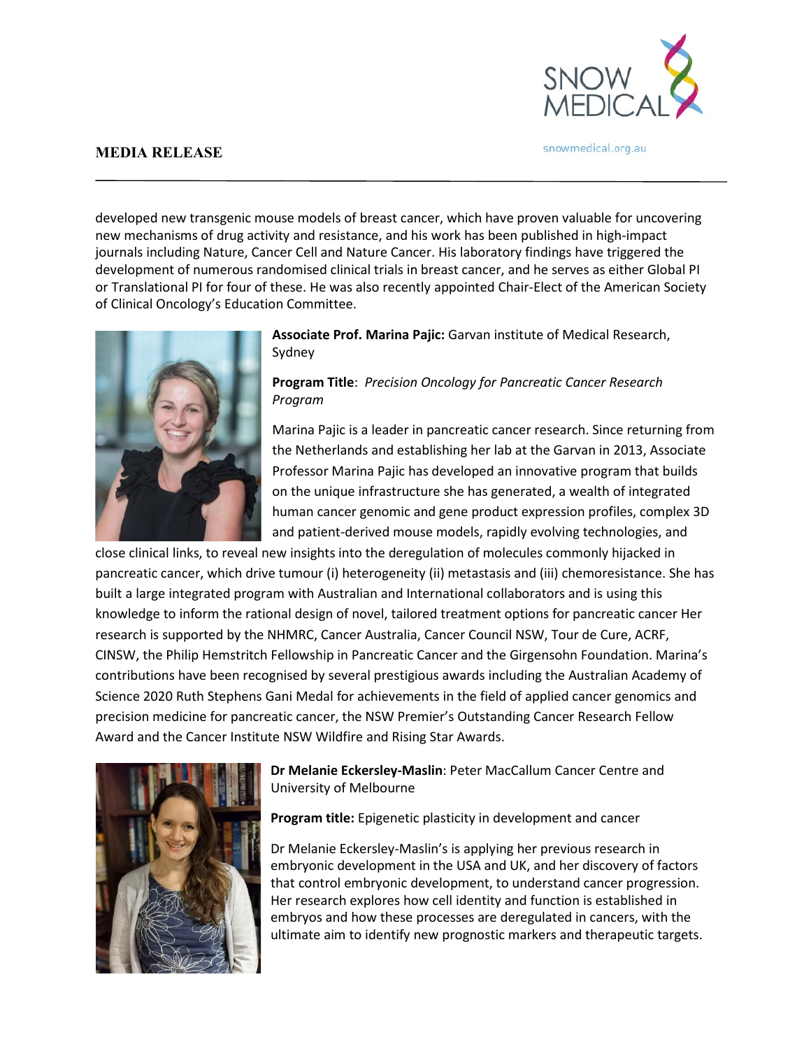developed new transgenic mouse models of breast cancer, which have proven valuable for uncovering new mechanisms of drug activity and resistance, and his work has been published in high-impact journals including Nature, Cancer Cell and Nature Cancer. His laboratory findings have triggered the development of numerous randomised clinical trials in breast cancer, and he serves as either Global PI or Translational PI for four of these. He was also recently appointed Chair-Elect of the American Society of Clinical Oncology's Education Committee.

**Associate Prof. Marina Pajic:** Garvan institute of Medical Research, Sydney

**Program Title**: *Precision Oncology for Pancreatic Cancer Research Program*

Marina Pajic is a leader in pancreatic cancer research. Since returning from the Netherlands and establishing her lab at the Garvan in 2013, Associate Professor Marina Pajic has developed an innovative program that builds on the unique infrastructure she has generated, a wealth of integrated human cancer genomic and gene product expression profiles, complex 3D and patient-derived mouse models, rapidly evolving technologies, and close clinical links, to reveal new insights into the deregulation of molecules commonly hijacked in pancreatic cancer, which drive tumour (i) heterogeneity (ii) metastasis and (iii) chemoresistance. She has built a large integrated program with Australian and International collaborators and is using this knowledge to inform the rational design of novel, tailored treatment options for pancreatic cancer Her research is supported by the NHMRC, Cancer Australia, Cancer Council NSW, Tour de Cure, ACRF, CINSW, the Philip Hemstritch Fellowship in Pancreatic Cancer and the Girgensohn Foundation. Marina's contributions have been recognised by several prestigious awards including the Australian Academy of Science 2020 Ruth Stephens Gani Medal for achievements in the field of applied cancer genomics and precision medicine for pancreatic cancer, the NSW Premier's Outstanding Cancer Research Fellow Award and the Cancer Institute NSW Wildfire and Rising Star Awards.

**Dr Melanie Eckersley-Maslin**: Peter MacCallum Cancer Centre and University of Melbourne

**Program title:** Epigenetic plasticity in development and cancer

Dr Melanie Eckersley-Maslin's is applying her previous research in embryonic development in the USA and UK, and her discovery of factors that control embryonic development, to understand cancer progression. Her research explores how cell identity and function is established in embryos and how these processes are deregulated in cancers, with the ultimate aim to identify new prognostic markers and therapeutic targets.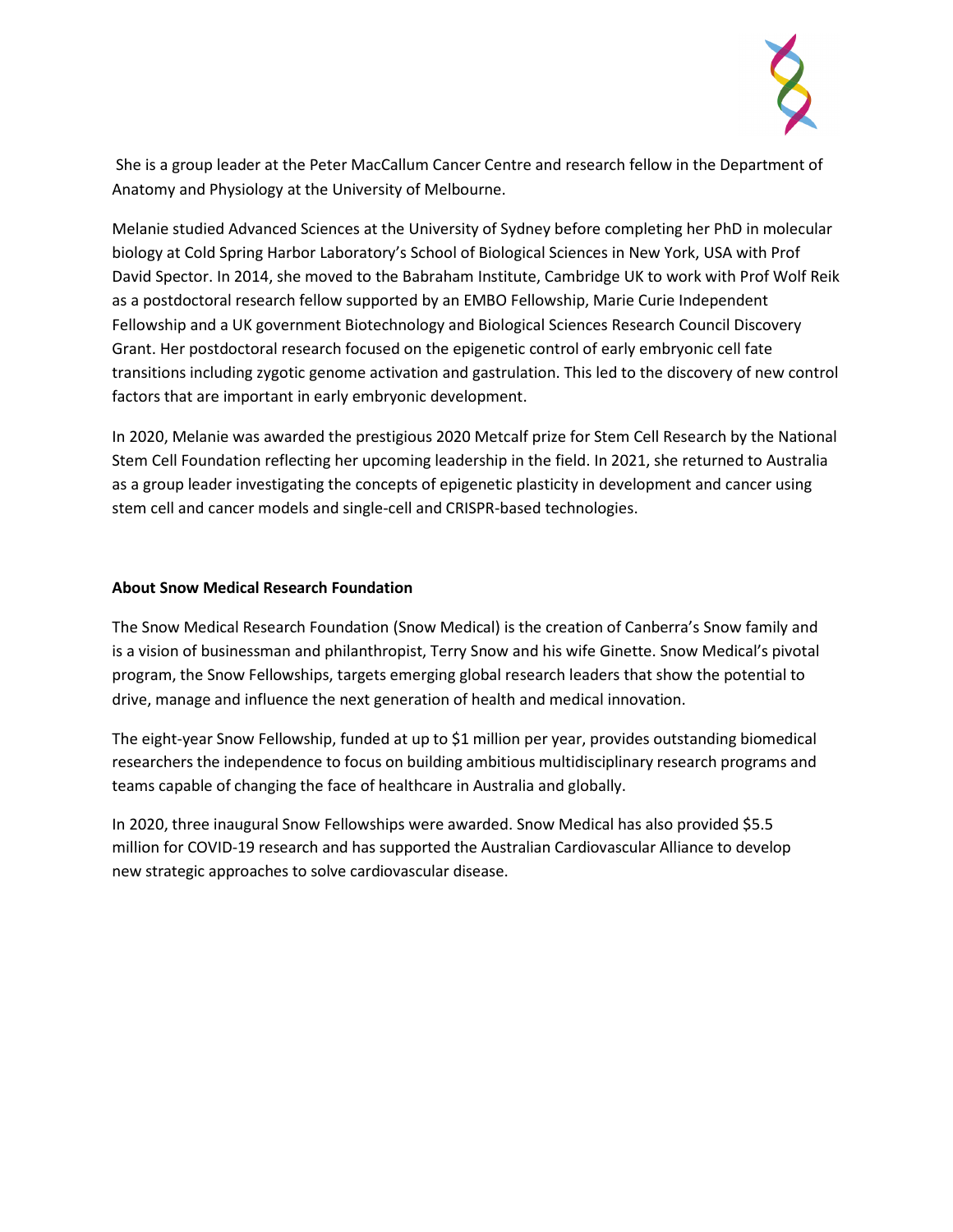She is a group leader at the Peter MacCallum Cancer Centre and research fellow in the Department of Anatomy and Physiology at the University of Melbourne.

Melanie studied Advanced Sciences at the University of Sydney before completing her PhD in molecular biology at Cold Spring Harbor Laboratory's School of Biological Sciences in New York, USA with Prof David Spector. In 2014, she moved to the Babraham Institute, Cambridge UK to work with Prof Wolf Reik as a postdoctoral research fellow supported by an EMBO Fellowship, Marie Curie Independent Fellowship and a UK government Biotechnology and Biological Sciences Research Council Discovery Grant. Her postdoctoral research focused on the epigenetic control of early embryonic cell fate transitions including zygotic genome activation and gastrulation. This led to the discovery of new control factors that are important in early embryonic development.

In 2020, Melanie was awarded the prestigious 2020 Metcalf prize for Stem Cell Research by the National Stem Cell Foundation reflecting her upcoming leadership in the field. In 2021, she returned to Australia as a group leader investigating the concepts of epigenetic plasticity in development and cancer using stem cell and cancer models and single-cell and CRISPR-based technologies.

**About Snow Medical Research Foundation**

The Snow Medical Research Foundation (Snow Medical) is the creation of Canberra's Snow family and is a vision of businessman and philanthropist, Terry Snow and his wife Ginette. Snow Medical's pivotal program, the Snow Fellowships, targets emerging global research leaders that show the potential to drive, manage and influence the next generation of health and medical innovation.

The eight-year Snow Fellowship, funded at up to $1 million per year, provides outstanding biomedical researchers the independence to focus on building ambitious multidisciplinary research programs and teams capable of changing the face of healthcare in Australia and globally.

In 2020, three inaugural Snow Fellowships were awarded. Snow Medical has also provided $5.5 million for COVID-19 research and has supported the Australian Cardiovascular Alliance to develop new strategic approaches to solve cardiovascular disease.